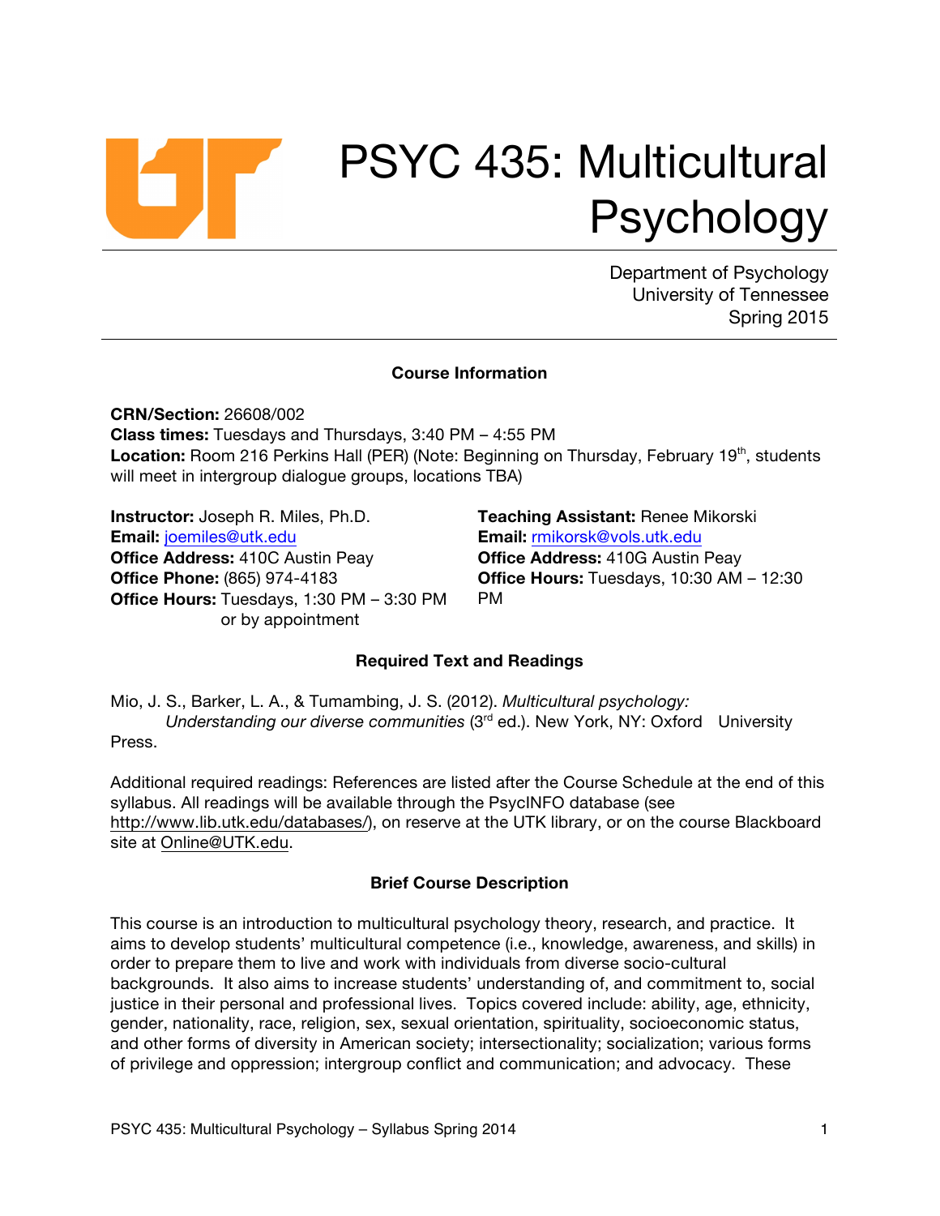# PSYC 435: Multicultural Psychology

Department of Psychology
University of Tennessee
Spring 2015

---

### Course Information

**CRN/Section:** 26608/002
**Class times:** Tuesdays and Thursdays, 3:40 PM – 4:55 PM
**Location:** Room 216 Perkins Hall (PER) (Note: Beginning on Thursday, February 19th, students will meet in intergroup dialogue groups, locations TBA)

**Instructor:** Joseph R. Miles, Ph.D.
**Email:** joemiles@utk.edu
**Office Address:** 410C Austin Peay
**Office Phone:** (865) 974-4183
**Office Hours:** Tuesdays, 1:30 PM – 3:30 PM or by appointment

**Teaching Assistant:** Renee Mikorski
**Email:** rmikorsk@vols.utk.edu
**Office Address:** 410G Austin Peay
**Office Hours:** Tuesdays, 10:30 AM – 12:30 PM

### Required Text and Readings

Mio, J. S., Barker, L. A., & Tumambing, J. S. (2012). *Multicultural psychology: Understanding our diverse communities* (3rd ed.). New York, NY: Oxford University Press.

Additional required readings: References are listed after the Course Schedule at the end of this syllabus. All readings will be available through the PsycINFO database (see http://www.lib.utk.edu/databases/), on reserve at the UTK library, or on the course Blackboard site at Online@UTK.edu.

### Brief Course Description

This course is an introduction to multicultural psychology theory, research, and practice. It aims to develop students' multicultural competence (i.e., knowledge, awareness, and skills) in order to prepare them to live and work with individuals from diverse socio-cultural backgrounds. It also aims to increase students' understanding of, and commitment to, social justice in their personal and professional lives. Topics covered include: ability, age, ethnicity, gender, nationality, race, religion, sex, sexual orientation, spirituality, socioeconomic status, and other forms of diversity in American society; intersectionality; socialization; various forms of privilege and oppression; intergroup conflict and communication; and advocacy. These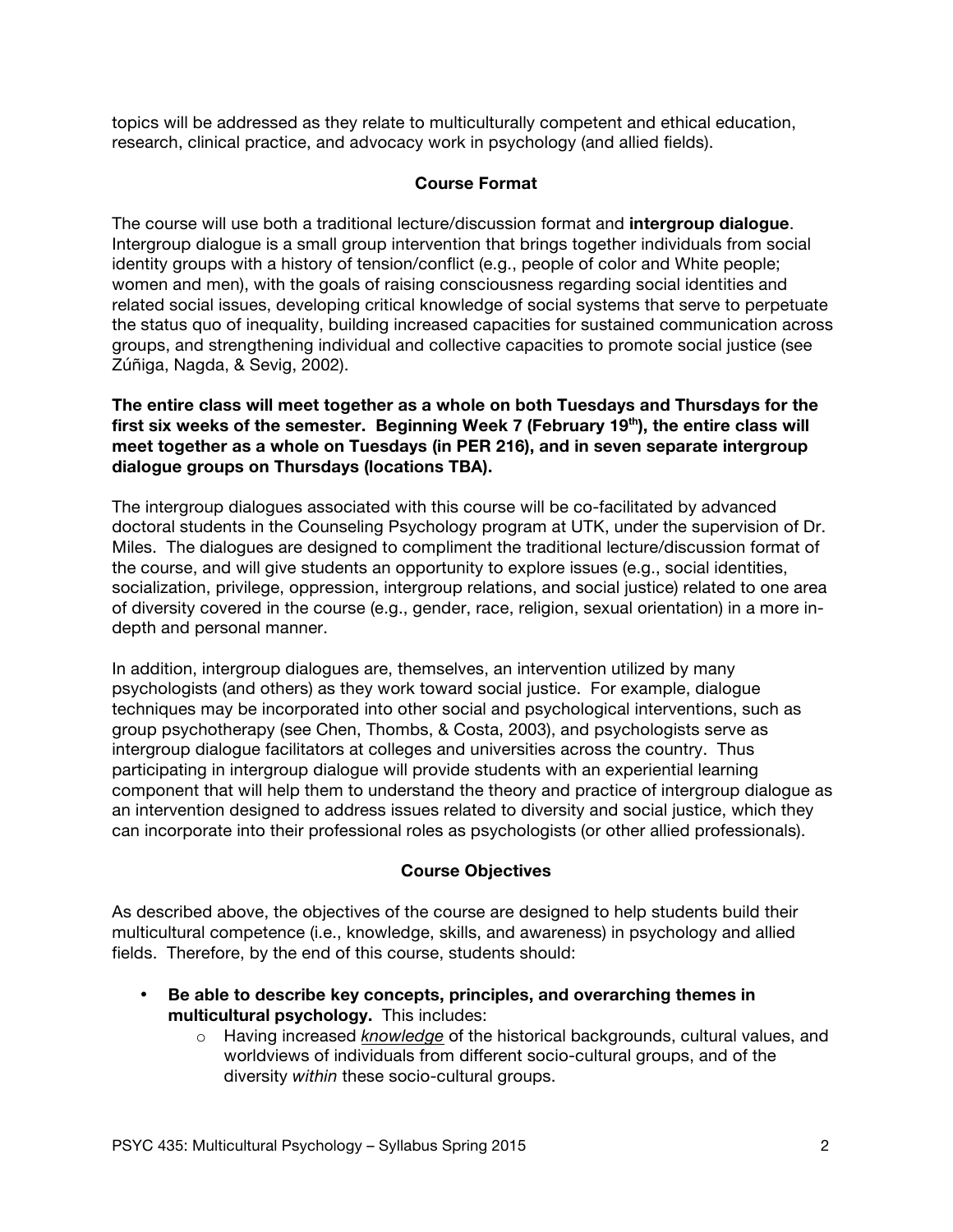topics will be addressed as they relate to multiculturally competent and ethical education, research, clinical practice, and advocacy work in psychology (and allied fields).

## Course Format

The course will use both a traditional lecture/discussion format and **intergroup dialogue**. Intergroup dialogue is a small group intervention that brings together individuals from social identity groups with a history of tension/conflict (e.g., people of color and White people; women and men), with the goals of raising consciousness regarding social identities and related social issues, developing critical knowledge of social systems that serve to perpetuate the status quo of inequality, building increased capacities for sustained communication across groups, and strengthening individual and collective capacities to promote social justice (see Zúñiga, Nagda, & Sevig, 2002).

**The entire class will meet together as a whole on both Tuesdays and Thursdays for the first six weeks of the semester. Beginning Week 7 (February 19th), the entire class will meet together as a whole on Tuesdays (in PER 216), and in seven separate intergroup dialogue groups on Thursdays (locations TBA).**

The intergroup dialogues associated with this course will be co-facilitated by advanced doctoral students in the Counseling Psychology program at UTK, under the supervision of Dr. Miles. The dialogues are designed to compliment the traditional lecture/discussion format of the course, and will give students an opportunity to explore issues (e.g., social identities, socialization, privilege, oppression, intergroup relations, and social justice) related to one area of diversity covered in the course (e.g., gender, race, religion, sexual orientation) in a more in-depth and personal manner.

In addition, intergroup dialogues are, themselves, an intervention utilized by many psychologists (and others) as they work toward social justice. For example, dialogue techniques may be incorporated into other social and psychological interventions, such as group psychotherapy (see Chen, Thombs, & Costa, 2003), and psychologists serve as intergroup dialogue facilitators at colleges and universities across the country. Thus participating in intergroup dialogue will provide students with an experiential learning component that will help them to understand the theory and practice of intergroup dialogue as an intervention designed to address issues related to diversity and social justice, which they can incorporate into their professional roles as psychologists (or other allied professionals).

## Course Objectives

As described above, the objectives of the course are designed to help students build their multicultural competence (i.e., knowledge, skills, and awareness) in psychology and allied fields. Therefore, by the end of this course, students should:

- **Be able to describe key concepts, principles, and overarching themes in multicultural psychology.** This includes:
  - Having increased <u>*knowledge*</u> of the historical backgrounds, cultural values, and worldviews of individuals from different socio-cultural groups, and of the diversity *within* these socio-cultural groups.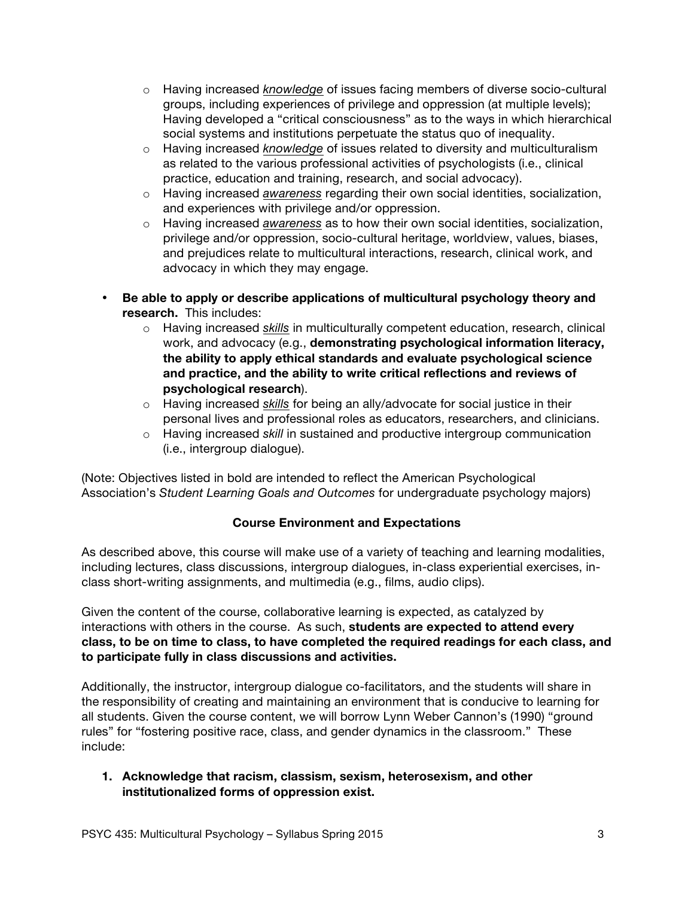- Having increased *knowledge* of issues facing members of diverse socio-cultural groups, including experiences of privilege and oppression (at multiple levels); Having developed a "critical consciousness" as to the ways in which hierarchical social systems and institutions perpetuate the status quo of inequality.
  - Having increased *knowledge* of issues related to diversity and multiculturalism as related to the various professional activities of psychologists (i.e., clinical practice, education and training, research, and social advocacy).
  - Having increased *awareness* regarding their own social identities, socialization, and experiences with privilege and/or oppression.
  - Having increased *awareness* as to how their own social identities, socialization, privilege and/or oppression, socio-cultural heritage, worldview, values, biases, and prejudices relate to multicultural interactions, research, clinical work, and advocacy in which they may engage.

- **Be able to apply or describe applications of multicultural psychology theory and research.** This includes:
  - Having increased *skills* in multiculturally competent education, research, clinical work, and advocacy (e.g., **demonstrating psychological information literacy, the ability to apply ethical standards and evaluate psychological science and practice, and the ability to write critical reflections and reviews of psychological research**).
  - Having increased *skills* for being an ally/advocate for social justice in their personal lives and professional roles as educators, researchers, and clinicians.
  - Having increased *skill* in sustained and productive intergroup communication (i.e., intergroup dialogue).

(Note: Objectives listed in bold are intended to reflect the American Psychological Association's *Student Learning Goals and Outcomes* for undergraduate psychology majors)

## Course Environment and Expectations

As described above, this course will make use of a variety of teaching and learning modalities, including lectures, class discussions, intergroup dialogues, in-class experiential exercises, in-class short-writing assignments, and multimedia (e.g., films, audio clips).

Given the content of the course, collaborative learning is expected, as catalyzed by interactions with others in the course. As such, **students are expected to attend every class, to be on time to class, to have completed the required readings for each class, and to participate fully in class discussions and activities.**

Additionally, the instructor, intergroup dialogue co-facilitators, and the students will share in the responsibility of creating and maintaining an environment that is conducive to learning for all students. Given the course content, we will borrow Lynn Weber Cannon's (1990) "ground rules" for "fostering positive race, class, and gender dynamics in the classroom." These include:

1. **Acknowledge that racism, classism, sexism, heterosexism, and other institutionalized forms of oppression exist.**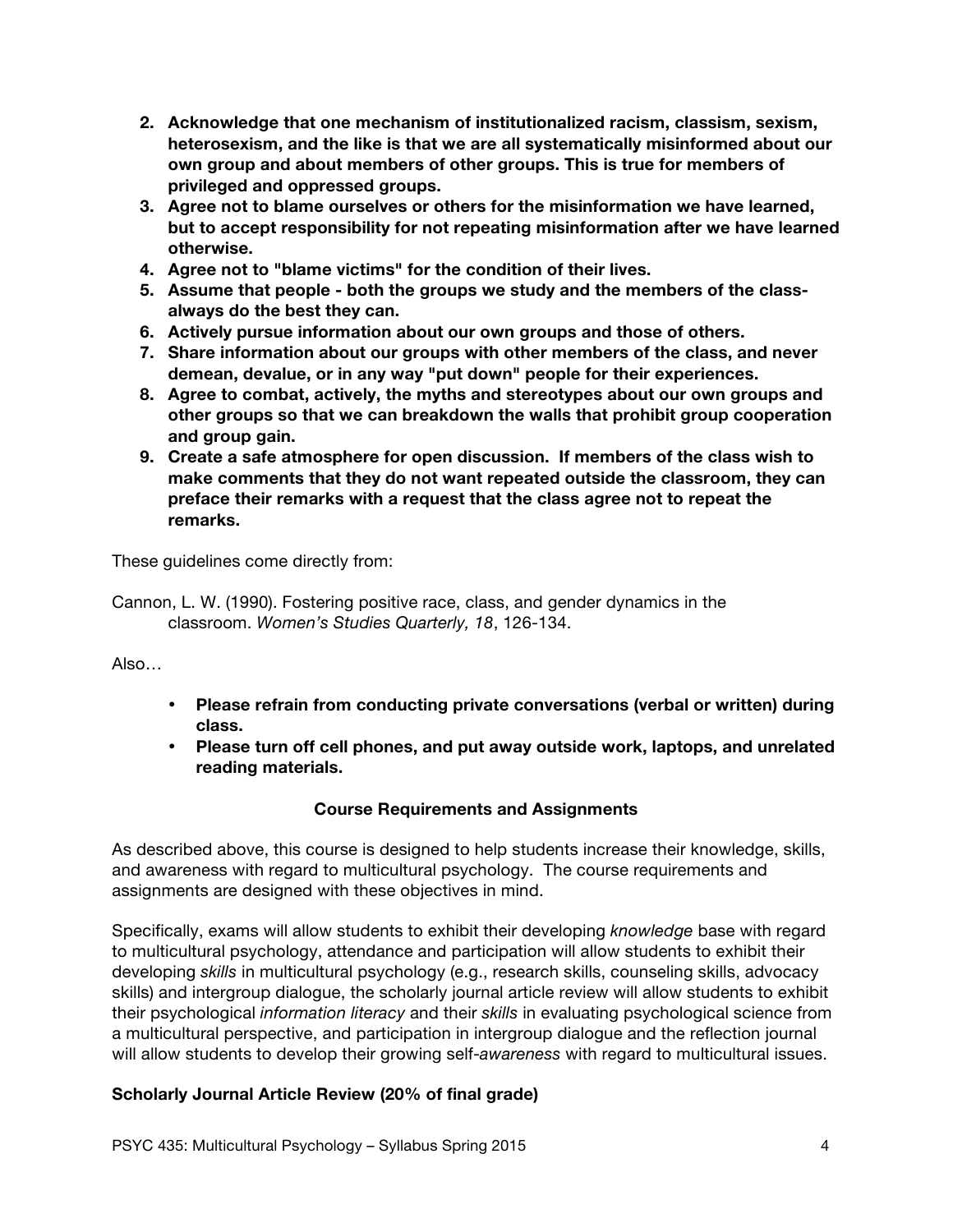2. **Acknowledge that one mechanism of institutionalized racism, classism, sexism, heterosexism, and the like is that we are all systematically misinformed about our own group and about members of other groups. This is true for members of privileged and oppressed groups.**
3. **Agree not to blame ourselves or others for the misinformation we have learned, but to accept responsibility for not repeating misinformation after we have learned otherwise.**
4. **Agree not to "blame victims" for the condition of their lives.**
5. **Assume that people - both the groups we study and the members of the class- always do the best they can.**
6. **Actively pursue information about our own groups and those of others.**
7. **Share information about our groups with other members of the class, and never demean, devalue, or in any way "put down" people for their experiences.**
8. **Agree to combat, actively, the myths and stereotypes about our own groups and other groups so that we can breakdown the walls that prohibit group cooperation and group gain.**
9. **Create a safe atmosphere for open discussion. If members of the class wish to make comments that they do not want repeated outside the classroom, they can preface their remarks with a request that the class agree not to repeat the remarks.**

These guidelines come directly from:

Cannon, L. W. (1990). Fostering positive race, class, and gender dynamics in the classroom. *Women's Studies Quarterly, 18*, 126-134.

Also…

- **Please refrain from conducting private conversations (verbal or written) during class.**
- **Please turn off cell phones, and put away outside work, laptops, and unrelated reading materials.**

## Course Requirements and Assignments

As described above, this course is designed to help students increase their knowledge, skills, and awareness with regard to multicultural psychology. The course requirements and assignments are designed with these objectives in mind.

Specifically, exams will allow students to exhibit their developing *knowledge* base with regard to multicultural psychology, attendance and participation will allow students to exhibit their developing *skills* in multicultural psychology (e.g., research skills, counseling skills, advocacy skills) and intergroup dialogue, the scholarly journal article review will allow students to exhibit their psychological *information literacy* and their *skills* in evaluating psychological science from a multicultural perspective, and participation in intergroup dialogue and the reflection journal will allow students to develop their growing self-*awareness* with regard to multicultural issues.

### Scholarly Journal Article Review (20% of final grade)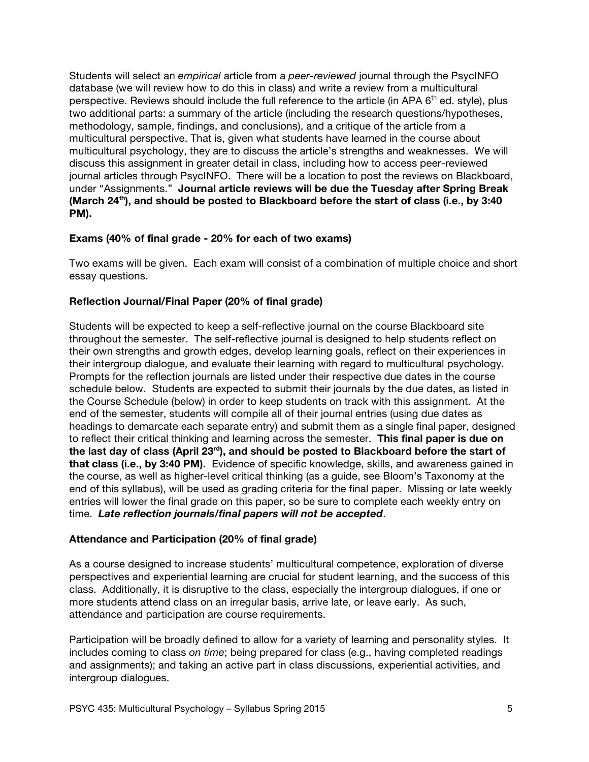Students will select an *empirical* article from a *peer-reviewed* journal through the PsycINFO database (we will review how to do this in class) and write a review from a multicultural perspective. Reviews should include the full reference to the article (in APA 6th ed. style), plus two additional parts: a summary of the article (including the research questions/hypotheses, methodology, sample, findings, and conclusions), and a critique of the article from a multicultural perspective. That is, given what students have learned in the course about multicultural psychology, they are to discuss the article's strengths and weaknesses. We will discuss this assignment in greater detail in class, including how to access peer-reviewed journal articles through PsycINFO. There will be a location to post the reviews on Blackboard, under "Assignments." **Journal article reviews will be due the Tuesday after Spring Break (March 24th), and should be posted to Blackboard before the start of class (i.e., by 3:40 PM).**

**Exams (40% of final grade - 20% for each of two exams)**

Two exams will be given. Each exam will consist of a combination of multiple choice and short essay questions.

**Reflection Journal/Final Paper (20% of final grade)**

Students will be expected to keep a self-reflective journal on the course Blackboard site throughout the semester. The self-reflective journal is designed to help students reflect on their own strengths and growth edges, develop learning goals, reflect on their experiences in their intergroup dialogue, and evaluate their learning with regard to multicultural psychology. Prompts for the reflection journals are listed under their respective due dates in the course schedule below. Students are expected to submit their journals by the due dates, as listed in the Course Schedule (below) in order to keep students on track with this assignment. At the end of the semester, students will compile all of their journal entries (using due dates as headings to demarcate each separate entry) and submit them as a single final paper, designed to reflect their critical thinking and learning across the semester. **This final paper is due on the last day of class (April 23rd), and should be posted to Blackboard before the start of that class (i.e., by 3:40 PM).** Evidence of specific knowledge, skills, and awareness gained in the course, as well as higher-level critical thinking (as a guide, see Bloom's Taxonomy at the end of this syllabus), will be used as grading criteria for the final paper. Missing or late weekly entries will lower the final grade on this paper, so be sure to complete each weekly entry on time. ***Late reflection journals/final papers will not be accepted***.

**Attendance and Participation (20% of final grade)**

As a course designed to increase students' multicultural competence, exploration of diverse perspectives and experiential learning are crucial for student learning, and the success of this class. Additionally, it is disruptive to the class, especially the intergroup dialogues, if one or more students attend class on an irregular basis, arrive late, or leave early. As such, attendance and participation are course requirements.

Participation will be broadly defined to allow for a variety of learning and personality styles. It includes coming to class *on time*; being prepared for class (e.g., having completed readings and assignments); and taking an active part in class discussions, experiential activities, and intergroup dialogues.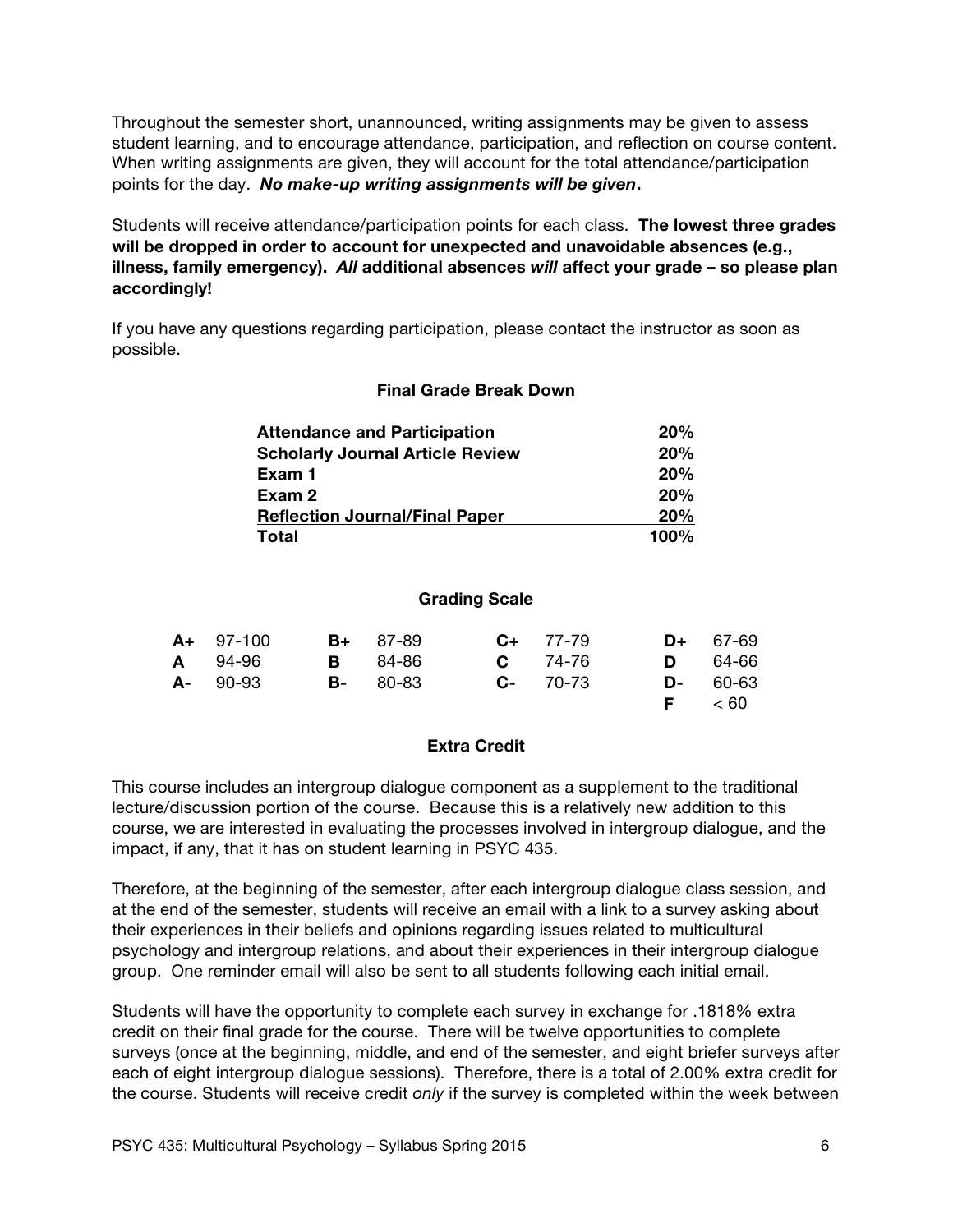Throughout the semester short, unannounced, writing assignments may be given to assess student learning, and to encourage attendance, participation, and reflection on course content. When writing assignments are given, they will account for the total attendance/participation points for the day. ***No make-up writing assignments will be given*.**

Students will receive attendance/participation points for each class. **The lowest three grades will be dropped in order to account for unexpected and unavoidable absences (e.g., illness, family emergency). *All* additional absences *will* affect your grade – so please plan accordingly!**

If you have any questions regarding participation, please contact the instructor as soon as possible.

### Final Grade Break Down

| | |
|---|---|
| **Attendance and Participation** | **20%** |
| **Scholarly Journal Article Review** | **20%** |
| **Exam 1** | **20%** |
| **Exam 2** | **20%** |
| **Reflection Journal/Final Paper** | **20%** |
| **Total** | **100%** |

### Grading Scale

| | | | | | | | |
|---|---|---|---|---|---|---|---|
| **A+** | 97-100 | **B+** | 87-89 | **C+** | 77-79 | **D+** | 67-69 |
| **A** | 94-96 | **B** | 84-86 | **C** | 74-76 | **D** | 64-66 |
| **A-** | 90-93 | **B-** | 80-83 | **C-** | 70-73 | **D-** | 60-63 |
| | | | | | | **F** | < 60 |

### Extra Credit

This course includes an intergroup dialogue component as a supplement to the traditional lecture/discussion portion of the course. Because this is a relatively new addition to this course, we are interested in evaluating the processes involved in intergroup dialogue, and the impact, if any, that it has on student learning in PSYC 435.

Therefore, at the beginning of the semester, after each intergroup dialogue class session, and at the end of the semester, students will receive an email with a link to a survey asking about their experiences in their beliefs and opinions regarding issues related to multicultural psychology and intergroup relations, and about their experiences in their intergroup dialogue group. One reminder email will also be sent to all students following each initial email.

Students will have the opportunity to complete each survey in exchange for .1818% extra credit on their final grade for the course. There will be twelve opportunities to complete surveys (once at the beginning, middle, and end of the semester, and eight briefer surveys after each of eight intergroup dialogue sessions). Therefore, there is a total of 2.00% extra credit for the course. Students will receive credit *only* if the survey is completed within the week between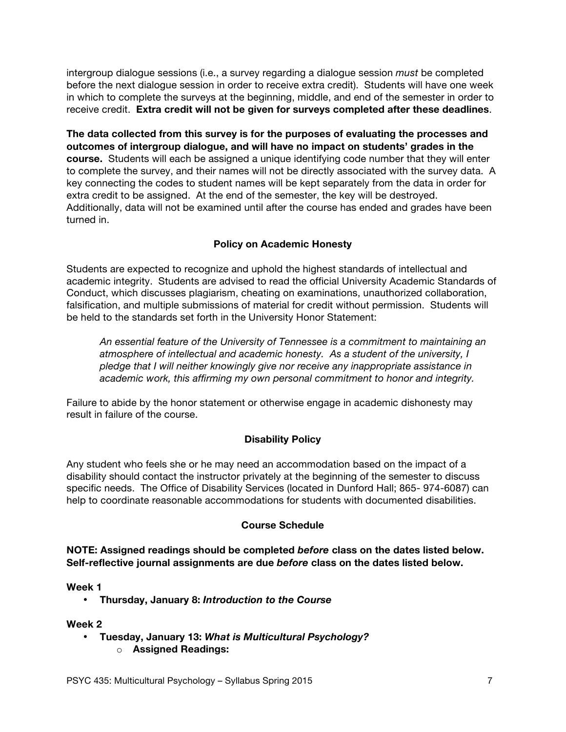intergroup dialogue sessions (i.e., a survey regarding a dialogue session *must* be completed before the next dialogue session in order to receive extra credit). Students will have one week in which to complete the surveys at the beginning, middle, and end of the semester in order to receive credit. **Extra credit will not be given for surveys completed after these deadlines**.

**The data collected from this survey is for the purposes of evaluating the processes and outcomes of intergroup dialogue, and will have no impact on students' grades in the course.** Students will each be assigned a unique identifying code number that they will enter to complete the survey, and their names will not be directly associated with the survey data. A key connecting the codes to student names will be kept separately from the data in order for extra credit to be assigned. At the end of the semester, the key will be destroyed. Additionally, data will not be examined until after the course has ended and grades have been turned in.

## Policy on Academic Honesty

Students are expected to recognize and uphold the highest standards of intellectual and academic integrity. Students are advised to read the official University Academic Standards of Conduct, which discusses plagiarism, cheating on examinations, unauthorized collaboration, falsification, and multiple submissions of material for credit without permission. Students will be held to the standards set forth in the University Honor Statement:

> *An essential feature of the University of Tennessee is a commitment to maintaining an atmosphere of intellectual and academic honesty. As a student of the university, I pledge that I will neither knowingly give nor receive any inappropriate assistance in academic work, this affirming my own personal commitment to honor and integrity.*

Failure to abide by the honor statement or otherwise engage in academic dishonesty may result in failure of the course.

## Disability Policy

Any student who feels she or he may need an accommodation based on the impact of a disability should contact the instructor privately at the beginning of the semester to discuss specific needs. The Office of Disability Services (located in Dunford Hall; 865- 974-6087) can help to coordinate reasonable accommodations for students with documented disabilities.

## Course Schedule

**NOTE: Assigned readings should be completed *before* class on the dates listed below. Self-reflective journal assignments are due *before* class on the dates listed below.**

**Week 1**

- **Thursday, January 8: *Introduction to the Course***

**Week 2**

- **Tuesday, January 13: *What is Multicultural Psychology?***
  - **Assigned Readings:**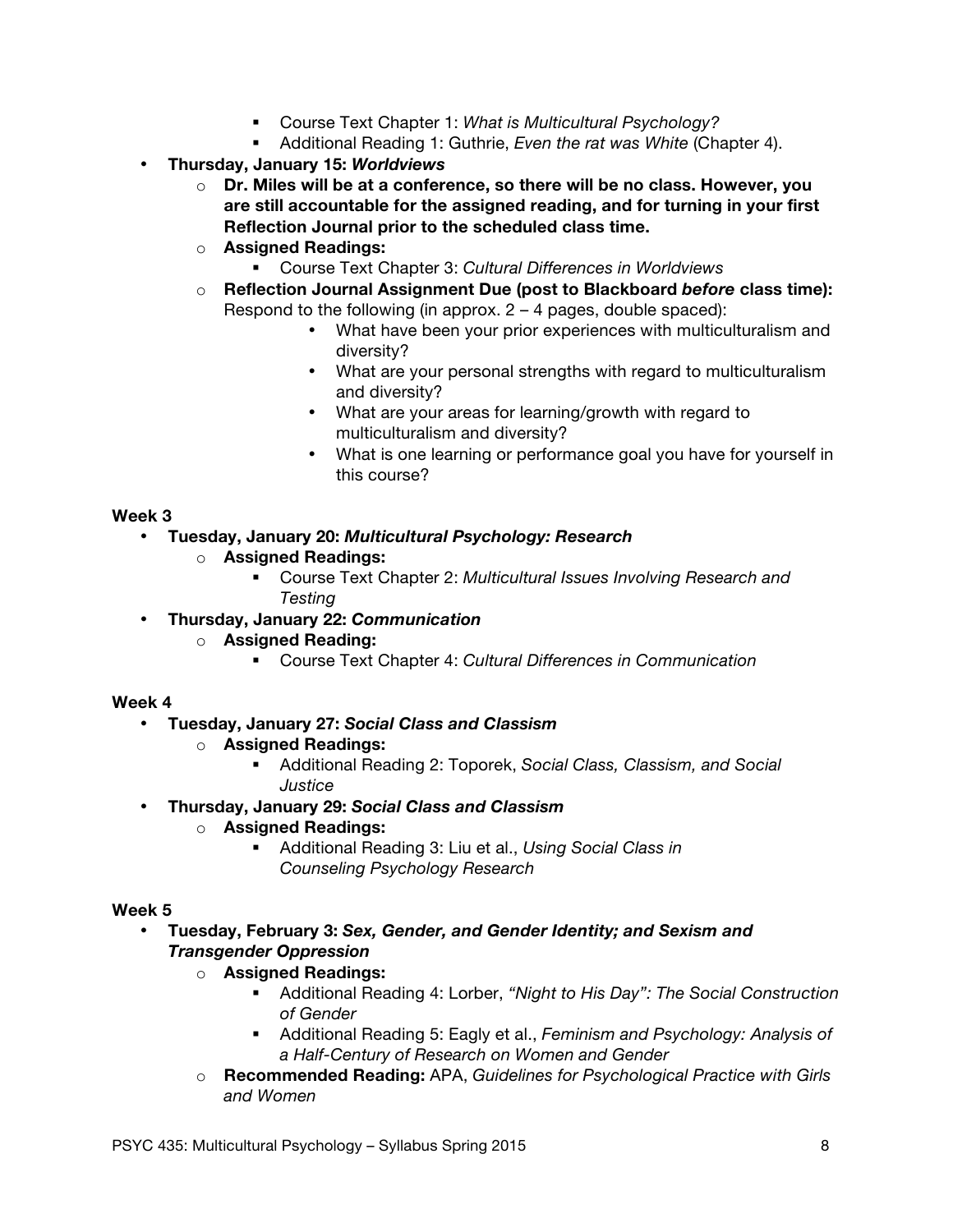- Course Text Chapter 1: *What is Multicultural Psychology?*
    - Additional Reading 1: Guthrie, *Even the rat was White* (Chapter 4).
- **Thursday, January 15: *Worldviews***
  - **Dr. Miles will be at a conference, so there will be no class. However, you are still accountable for the assigned reading, and for turning in your first Reflection Journal prior to the scheduled class time.**
  - **Assigned Readings:**
    - Course Text Chapter 3: *Cultural Differences in Worldviews*
  - **Reflection Journal Assignment Due (post to Blackboard *before* class time):** Respond to the following (in approx. 2 – 4 pages, double spaced):
    - What have been your prior experiences with multiculturalism and diversity?
    - What are your personal strengths with regard to multiculturalism and diversity?
    - What are your areas for learning/growth with regard to multiculturalism and diversity?
    - What is one learning or performance goal you have for yourself in this course?

**Week 3**

- **Tuesday, January 20: *Multicultural Psychology: Research***
  - **Assigned Readings:**
    - Course Text Chapter 2: *Multicultural Issues Involving Research and Testing*
- **Thursday, January 22: *Communication***
  - **Assigned Reading:**
    - Course Text Chapter 4: *Cultural Differences in Communication*

**Week 4**

- **Tuesday, January 27: *Social Class and Classism***
  - **Assigned Readings:**
    - Additional Reading 2: Toporek, *Social Class, Classism, and Social Justice*
- **Thursday, January 29: *Social Class and Classism***
  - **Assigned Readings:**
    - Additional Reading 3: Liu et al., *Using Social Class in Counseling Psychology Research*

**Week 5**

- **Tuesday, February 3: *Sex, Gender, and Gender Identity; and Sexism and Transgender Oppression***
  - **Assigned Readings:**
    - Additional Reading 4: Lorber, *"Night to His Day": The Social Construction of Gender*
    - Additional Reading 5: Eagly et al., *Feminism and Psychology: Analysis of a Half-Century of Research on Women and Gender*
  - **Recommended Reading:** APA, *Guidelines for Psychological Practice with Girls and Women*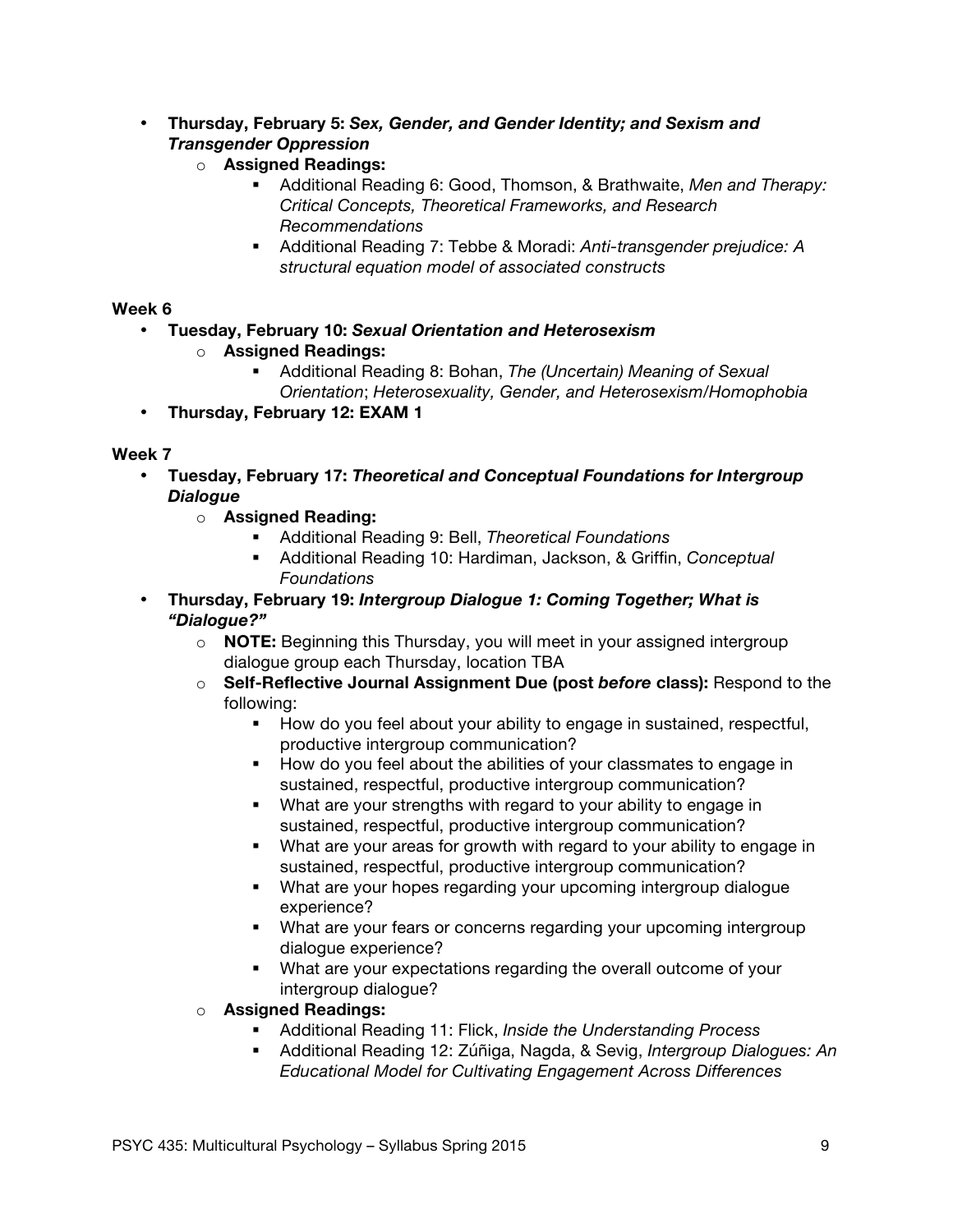- **Thursday, February 5:** ***Sex, Gender, and Gender Identity; and Sexism and Transgender Oppression***
    - **Assigned Readings:**
        - Additional Reading 6: Good, Thomson, & Brathwaite, *Men and Therapy: Critical Concepts, Theoretical Frameworks, and Research Recommendations*
        - Additional Reading 7: Tebbe & Moradi: *Anti-transgender prejudice: A structural equation model of associated constructs*

**Week 6**

- **Tuesday, February 10:** ***Sexual Orientation and Heterosexism***
    - **Assigned Readings:**
        - Additional Reading 8: Bohan, *The (Uncertain) Meaning of Sexual Orientation*; *Heterosexuality, Gender, and Heterosexism/Homophobia*
- **Thursday, February 12: EXAM 1**

**Week 7**

- **Tuesday, February 17:** ***Theoretical and Conceptual Foundations for Intergroup Dialogue***
    - **Assigned Reading:**
        - Additional Reading 9: Bell, *Theoretical Foundations*
        - Additional Reading 10: Hardiman, Jackson, & Griffin, *Conceptual Foundations*
- **Thursday, February 19:** ***Intergroup Dialogue 1: Coming Together; What is "Dialogue?"***
    - **NOTE:** Beginning this Thursday, you will meet in your assigned intergroup dialogue group each Thursday, location TBA
    - **Self-Reflective Journal Assignment Due (post *before* class):** Respond to the following:
        - How do you feel about your ability to engage in sustained, respectful, productive intergroup communication?
        - How do you feel about the abilities of your classmates to engage in sustained, respectful, productive intergroup communication?
        - What are your strengths with regard to your ability to engage in sustained, respectful, productive intergroup communication?
        - What are your areas for growth with regard to your ability to engage in sustained, respectful, productive intergroup communication?
        - What are your hopes regarding your upcoming intergroup dialogue experience?
        - What are your fears or concerns regarding your upcoming intergroup dialogue experience?
        - What are your expectations regarding the overall outcome of your intergroup dialogue?
    - **Assigned Readings:**
        - Additional Reading 11: Flick, *Inside the Understanding Process*
        - Additional Reading 12: Zúñiga, Nagda, & Sevig, *Intergroup Dialogues: An Educational Model for Cultivating Engagement Across Differences*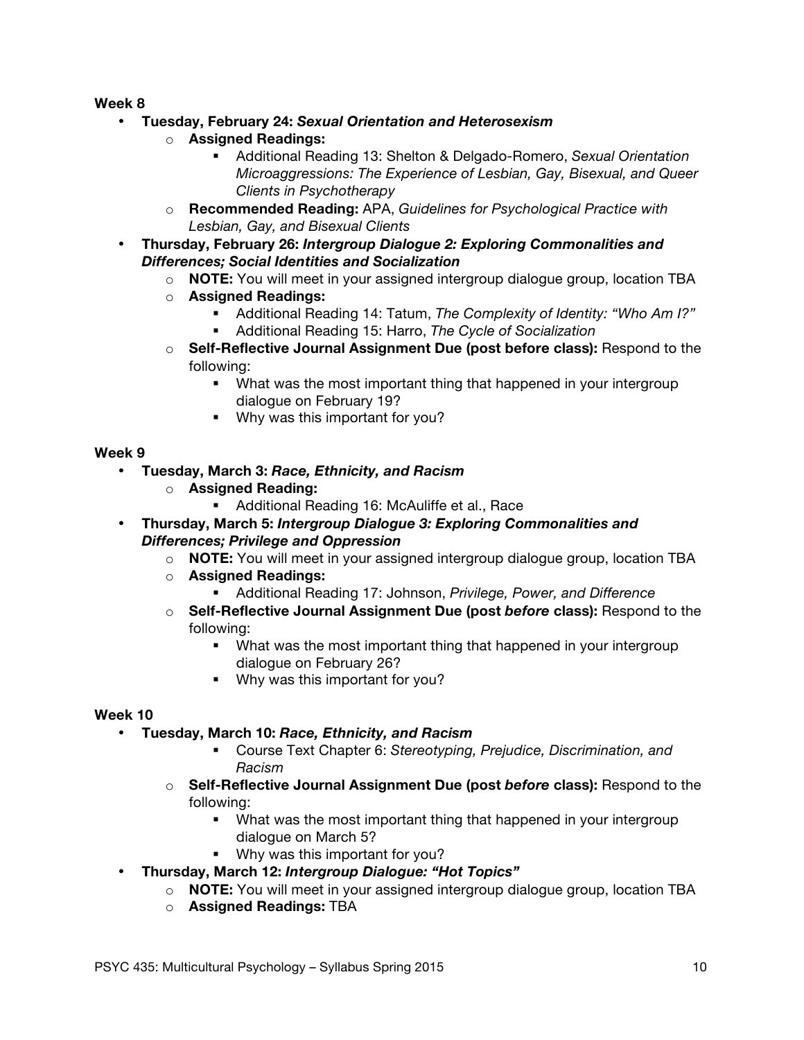**Week 8**

- **Tuesday, February 24: *Sexual Orientation and Heterosexism***
  - **Assigned Readings:**
    - Additional Reading 13: Shelton & Delgado-Romero, *Sexual Orientation Microaggressions: The Experience of Lesbian, Gay, Bisexual, and Queer Clients in Psychotherapy*
  - **Recommended Reading:** APA, *Guidelines for Psychological Practice with Lesbian, Gay, and Bisexual Clients*
- **Thursday, February 26: *Intergroup Dialogue 2: Exploring Commonalities and Differences; Social Identities and Socialization***
  - **NOTE:** You will meet in your assigned intergroup dialogue group, location TBA
  - **Assigned Readings:**
    - Additional Reading 14: Tatum, *The Complexity of Identity: "Who Am I?"*
    - Additional Reading 15: Harro, *The Cycle of Socialization*
  - **Self-Reflective Journal Assignment Due (post before class):** Respond to the following:
    - What was the most important thing that happened in your intergroup dialogue on February 19?
    - Why was this important for you?

**Week 9**

- **Tuesday, March 3: *Race, Ethnicity, and Racism***
  - **Assigned Reading:**
    - Additional Reading 16: McAuliffe et al., Race
- **Thursday, March 5: *Intergroup Dialogue 3: Exploring Commonalities and Differences; Privilege and Oppression***
  - **NOTE:** You will meet in your assigned intergroup dialogue group, location TBA
  - **Assigned Readings:**
    - Additional Reading 17: Johnson, *Privilege, Power, and Difference*
  - **Self-Reflective Journal Assignment Due (post *before* class):** Respond to the following:
    - What was the most important thing that happened in your intergroup dialogue on February 26?
    - Why was this important for you?

**Week 10**

- **Tuesday, March 10: *Race, Ethnicity, and Racism***
    - Course Text Chapter 6: *Stereotyping, Prejudice, Discrimination, and Racism*
  - **Self-Reflective Journal Assignment Due (post *before* class):** Respond to the following:
    - What was the most important thing that happened in your intergroup dialogue on March 5?
    - Why was this important for you?
- **Thursday, March 12: *Intergroup Dialogue: "Hot Topics"***
  - **NOTE:** You will meet in your assigned intergroup dialogue group, location TBA
  - **Assigned Readings:** TBA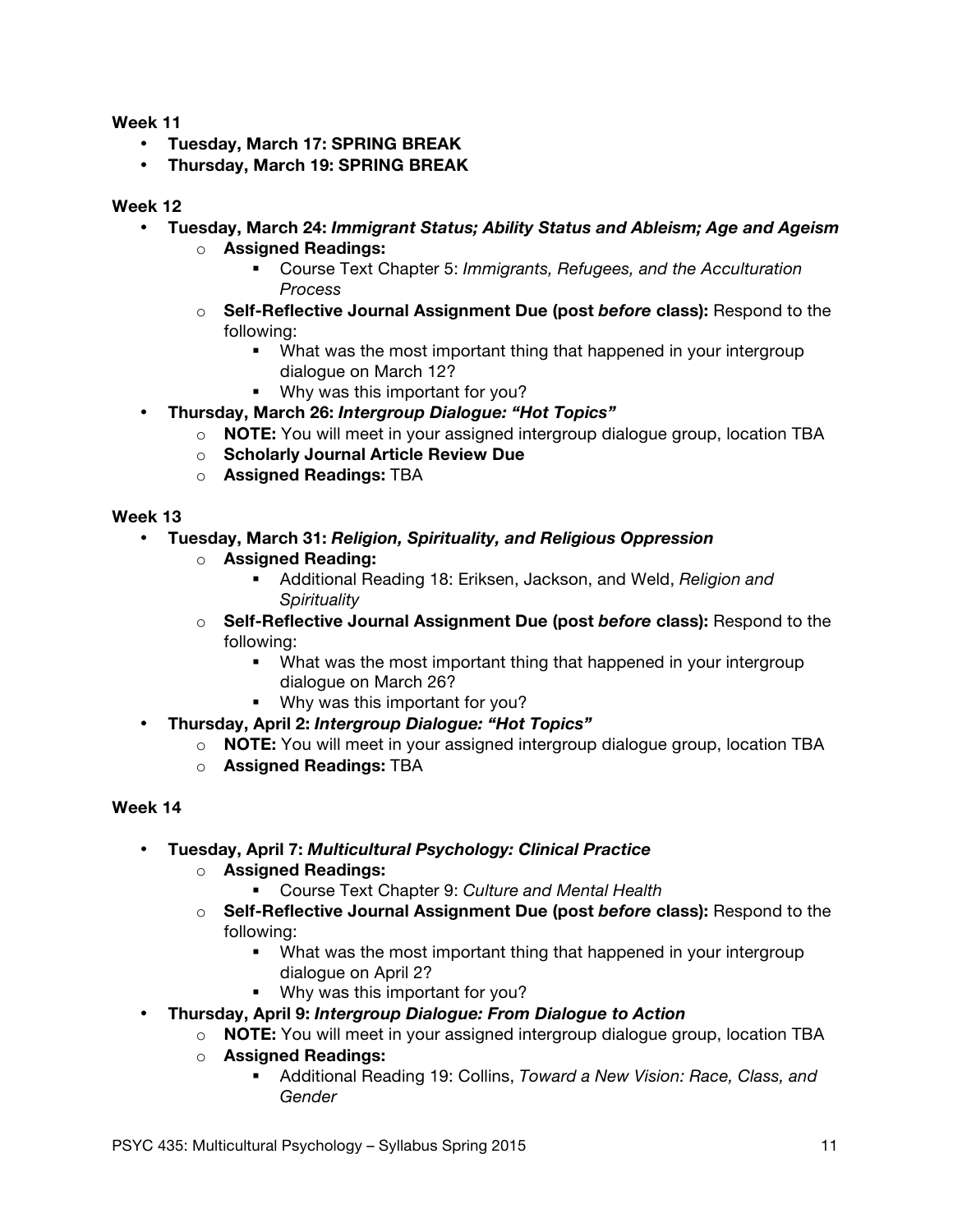**Week 11**

- **Tuesday, March 17: SPRING BREAK**
- **Thursday, March 19: SPRING BREAK**

**Week 12**

- **Tuesday, March 24:** ***Immigrant Status; Ability Status and Ableism; Age and Ageism***
  - **Assigned Readings:**
    - Course Text Chapter 5: *Immigrants, Refugees, and the Acculturation Process*
  - **Self-Reflective Journal Assignment Due (post** ***before*** **class):** Respond to the following:
    - What was the most important thing that happened in your intergroup dialogue on March 12?
    - Why was this important for you?
- **Thursday, March 26:** ***Intergroup Dialogue: "Hot Topics"***
  - **NOTE:** You will meet in your assigned intergroup dialogue group, location TBA
  - **Scholarly Journal Article Review Due**
  - **Assigned Readings:** TBA

**Week 13**

- **Tuesday, March 31:** ***Religion, Spirituality, and Religious Oppression***
  - **Assigned Reading:**
    - Additional Reading 18: Eriksen, Jackson, and Weld, *Religion and Spirituality*
  - **Self-Reflective Journal Assignment Due (post** ***before*** **class):** Respond to the following:
    - What was the most important thing that happened in your intergroup dialogue on March 26?
    - Why was this important for you?
- **Thursday, April 2:** ***Intergroup Dialogue: "Hot Topics"***
  - **NOTE:** You will meet in your assigned intergroup dialogue group, location TBA
  - **Assigned Readings:** TBA

**Week 14**

- **Tuesday, April 7:** ***Multicultural Psychology: Clinical Practice***
  - **Assigned Readings:**
    - Course Text Chapter 9: *Culture and Mental Health*
  - **Self-Reflective Journal Assignment Due (post** ***before*** **class):** Respond to the following:
    - What was the most important thing that happened in your intergroup dialogue on April 2?
    - Why was this important for you?
- **Thursday, April 9:** ***Intergroup Dialogue: From Dialogue to Action***
  - **NOTE:** You will meet in your assigned intergroup dialogue group, location TBA
  - **Assigned Readings:**
    - Additional Reading 19: Collins, *Toward a New Vision: Race, Class, and Gender*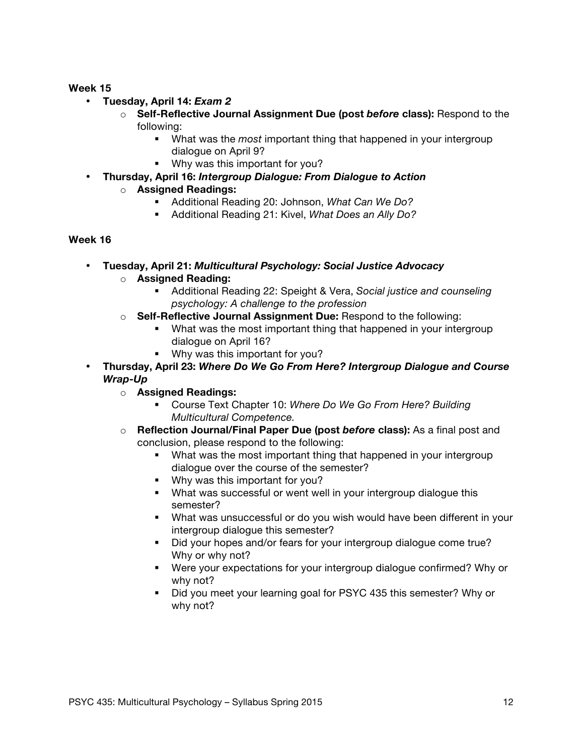**Week 15**

- **Tuesday, April 14:** ***Exam 2***
  - **Self-Reflective Journal Assignment Due (post *before* class):** Respond to the following:
    - What was the *most* important thing that happened in your intergroup dialogue on April 9?
    - Why was this important for you?
- **Thursday, April 16:** ***Intergroup Dialogue: From Dialogue to Action***
  - **Assigned Readings:**
    - Additional Reading 20: Johnson, *What Can We Do?*
    - Additional Reading 21: Kivel, *What Does an Ally Do?*

**Week 16**

- **Tuesday, April 21:** ***Multicultural Psychology: Social Justice Advocacy***
  - **Assigned Reading:**
    - Additional Reading 22: Speight & Vera, *Social justice and counseling psychology: A challenge to the profession*
  - **Self-Reflective Journal Assignment Due:** Respond to the following:
    - What was the most important thing that happened in your intergroup dialogue on April 16?
    - Why was this important for you?
- **Thursday, April 23:** ***Where Do We Go From Here? Intergroup Dialogue and Course Wrap-Up***
  - **Assigned Readings:**
    - Course Text Chapter 10: *Where Do We Go From Here? Building Multicultural Competence.*
  - **Reflection Journal/Final Paper Due (post *before* class):** As a final post and conclusion, please respond to the following:
    - What was the most important thing that happened in your intergroup dialogue over the course of the semester?
    - Why was this important for you?
    - What was successful or went well in your intergroup dialogue this semester?
    - What was unsuccessful or do you wish would have been different in your intergroup dialogue this semester?
    - Did your hopes and/or fears for your intergroup dialogue come true? Why or why not?
    - Were your expectations for your intergroup dialogue confirmed? Why or why not?
    - Did you meet your learning goal for PSYC 435 this semester? Why or why not?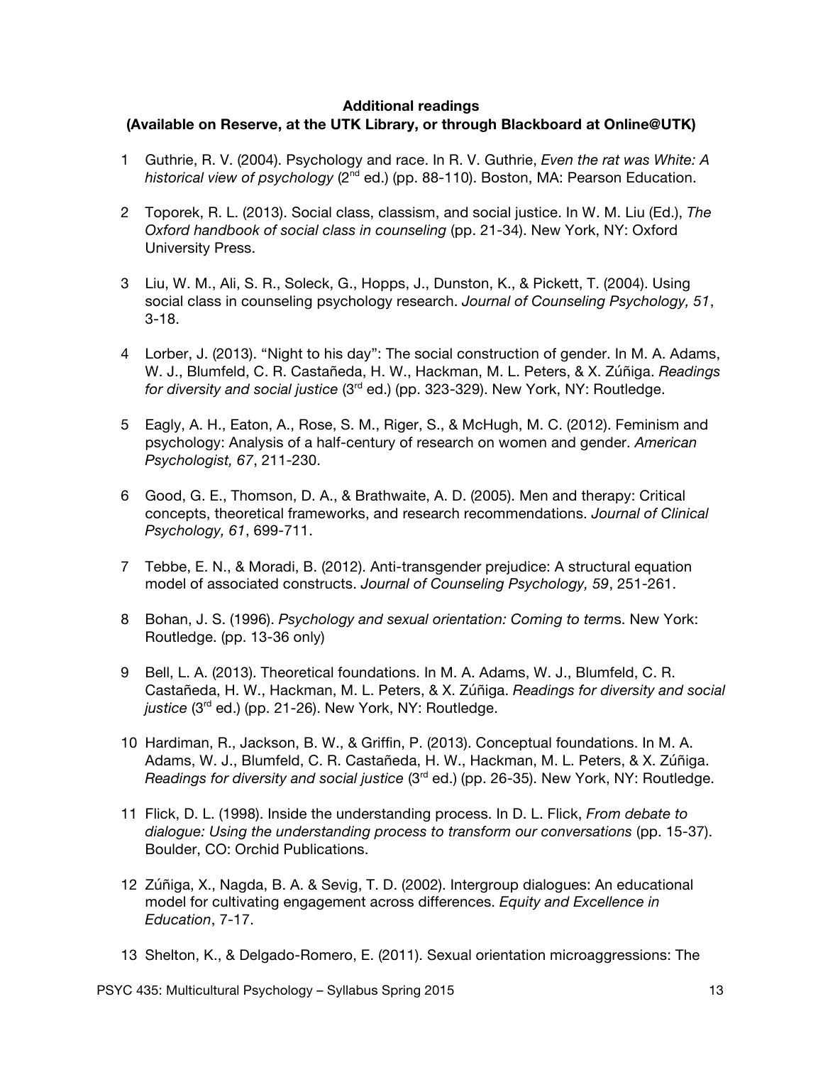**Additional readings**
**(Available on Reserve, at the UTK Library, or through Blackboard at Online@UTK)**

1. Guthrie, R. V. (2004). Psychology and race. In R. V. Guthrie, *Even the rat was White: A historical view of psychology* (2nd ed.) (pp. 88-110). Boston, MA: Pearson Education.

2. Toporek, R. L. (2013). Social class, classism, and social justice. In W. M. Liu (Ed.), *The Oxford handbook of social class in counseling* (pp. 21-34). New York, NY: Oxford University Press.

3. Liu, W. M., Ali, S. R., Soleck, G., Hopps, J., Dunston, K., & Pickett, T. (2004). Using social class in counseling psychology research. *Journal of Counseling Psychology, 51*, 3-18.

4. Lorber, J. (2013). "Night to his day": The social construction of gender. In M. A. Adams, W. J., Blumfeld, C. R. Castañeda, H. W., Hackman, M. L. Peters, & X. Zúñiga. *Readings for diversity and social justice* (3rd ed.) (pp. 323-329). New York, NY: Routledge.

5. Eagly, A. H., Eaton, A., Rose, S. M., Riger, S., & McHugh, M. C. (2012). Feminism and psychology: Analysis of a half-century of research on women and gender. *American Psychologist, 67*, 211-230.

6. Good, G. E., Thomson, D. A., & Brathwaite, A. D. (2005). Men and therapy: Critical concepts, theoretical frameworks, and research recommendations. *Journal of Clinical Psychology, 61*, 699-711.

7. Tebbe, E. N., & Moradi, B. (2012). Anti-transgender prejudice: A structural equation model of associated constructs. *Journal of Counseling Psychology, 59*, 251-261.

8. Bohan, J. S. (1996). *Psychology and sexual orientation: Coming to terms*. New York: Routledge. (pp. 13-36 only)

9. Bell, L. A. (2013). Theoretical foundations. In M. A. Adams, W. J., Blumfeld, C. R. Castañeda, H. W., Hackman, M. L. Peters, & X. Zúñiga. *Readings for diversity and social justice* (3rd ed.) (pp. 21-26). New York, NY: Routledge.

10. Hardiman, R., Jackson, B. W., & Griffin, P. (2013). Conceptual foundations. In M. A. Adams, W. J., Blumfeld, C. R. Castañeda, H. W., Hackman, M. L. Peters, & X. Zúñiga. *Readings for diversity and social justice* (3rd ed.) (pp. 26-35). New York, NY: Routledge.

11. Flick, D. L. (1998). Inside the understanding process. In D. L. Flick, *From debate to dialogue: Using the understanding process to transform our conversations* (pp. 15-37). Boulder, CO: Orchid Publications.

12. Zúñiga, X., Nagda, B. A. & Sevig, T. D. (2002). Intergroup dialogues: An educational model for cultivating engagement across differences. *Equity and Excellence in Education*, 7-17.

13. Shelton, K., & Delgado-Romero, E. (2011). Sexual orientation microaggressions: The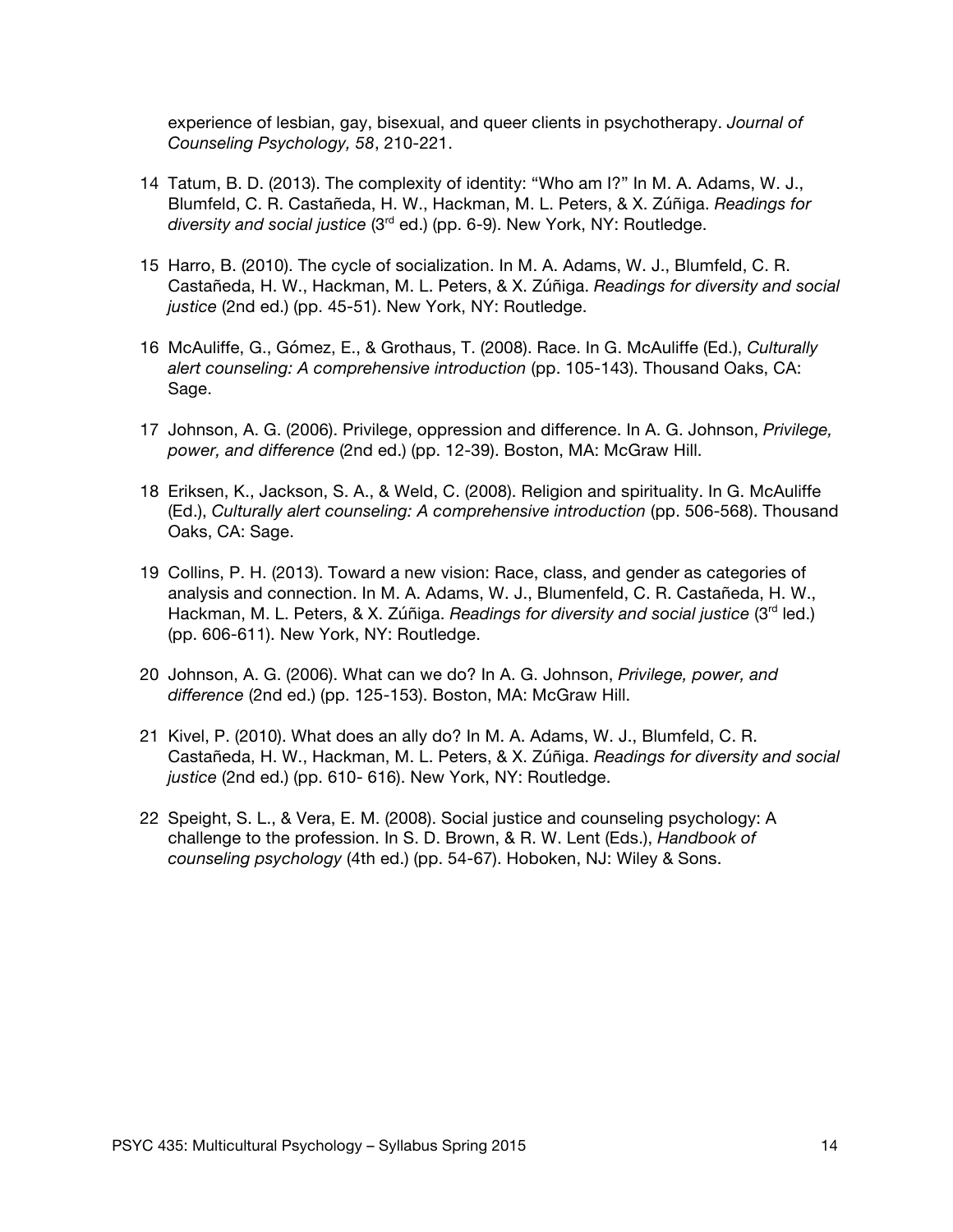experience of lesbian, gay, bisexual, and queer clients in psychotherapy. *Journal of Counseling Psychology, 58*, 210-221.

14 Tatum, B. D. (2013). The complexity of identity: "Who am I?" In M. A. Adams, W. J., Blumfeld, C. R. Castañeda, H. W., Hackman, M. L. Peters, & X. Zúñiga. *Readings for diversity and social justice* (3rd ed.) (pp. 6-9). New York, NY: Routledge.

15 Harro, B. (2010). The cycle of socialization. In M. A. Adams, W. J., Blumfeld, C. R. Castañeda, H. W., Hackman, M. L. Peters, & X. Zúñiga. *Readings for diversity and social justice* (2nd ed.) (pp. 45-51). New York, NY: Routledge.

16 McAuliffe, G., Gómez, E., & Grothaus, T. (2008). Race. In G. McAuliffe (Ed.), *Culturally alert counseling: A comprehensive introduction* (pp. 105-143). Thousand Oaks, CA: Sage.

17 Johnson, A. G. (2006). Privilege, oppression and difference. In A. G. Johnson, *Privilege, power, and difference* (2nd ed.) (pp. 12-39). Boston, MA: McGraw Hill.

18 Eriksen, K., Jackson, S. A., & Weld, C. (2008). Religion and spirituality. In G. McAuliffe (Ed.), *Culturally alert counseling: A comprehensive introduction* (pp. 506-568). Thousand Oaks, CA: Sage.

19 Collins, P. H. (2013). Toward a new vision: Race, class, and gender as categories of analysis and connection. In M. A. Adams, W. J., Blumenfeld, C. R. Castañeda, H. W., Hackman, M. L. Peters, & X. Zúñiga. *Readings for diversity and social justice* (3rd led.) (pp. 606-611). New York, NY: Routledge.

20 Johnson, A. G. (2006). What can we do? In A. G. Johnson, *Privilege, power, and difference* (2nd ed.) (pp. 125-153). Boston, MA: McGraw Hill.

21 Kivel, P. (2010). What does an ally do? In M. A. Adams, W. J., Blumfeld, C. R. Castañeda, H. W., Hackman, M. L. Peters, & X. Zúñiga. *Readings for diversity and social justice* (2nd ed.) (pp. 610- 616). New York, NY: Routledge.

22 Speight, S. L., & Vera, E. M. (2008). Social justice and counseling psychology: A challenge to the profession. In S. D. Brown, & R. W. Lent (Eds.), *Handbook of counseling psychology* (4th ed.) (pp. 54-67). Hoboken, NJ: Wiley & Sons.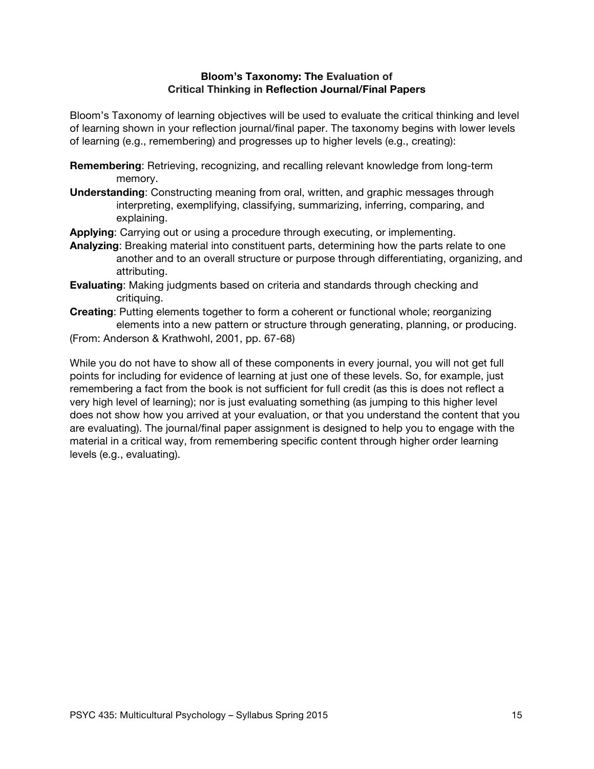**Bloom's Taxonomy: The Evaluation of Critical Thinking in Reflection Journal/Final Papers**

Bloom's Taxonomy of learning objectives will be used to evaluate the critical thinking and level of learning shown in your reflection journal/final paper. The taxonomy begins with lower levels of learning (e.g., remembering) and progresses up to higher levels (e.g., creating):

**Remembering**: Retrieving, recognizing, and recalling relevant knowledge from long-term memory.

**Understanding**: Constructing meaning from oral, written, and graphic messages through interpreting, exemplifying, classifying, summarizing, inferring, comparing, and explaining.

**Applying**: Carrying out or using a procedure through executing, or implementing.

**Analyzing**: Breaking material into constituent parts, determining how the parts relate to one another and to an overall structure or purpose through differentiating, organizing, and attributing.

**Evaluating**: Making judgments based on criteria and standards through checking and critiquing.

**Creating**: Putting elements together to form a coherent or functional whole; reorganizing elements into a new pattern or structure through generating, planning, or producing.

(From: Anderson & Krathwohl, 2001, pp. 67-68)

While you do not have to show all of these components in every journal, you will not get full points for including for evidence of learning at just one of these levels. So, for example, just remembering a fact from the book is not sufficient for full credit (as this is does not reflect a very high level of learning); nor is just evaluating something (as jumping to this higher level does not show how you arrived at your evaluation, or that you understand the content that you are evaluating). The journal/final paper assignment is designed to help you to engage with the material in a critical way, from remembering specific content through higher order learning levels (e.g., evaluating).